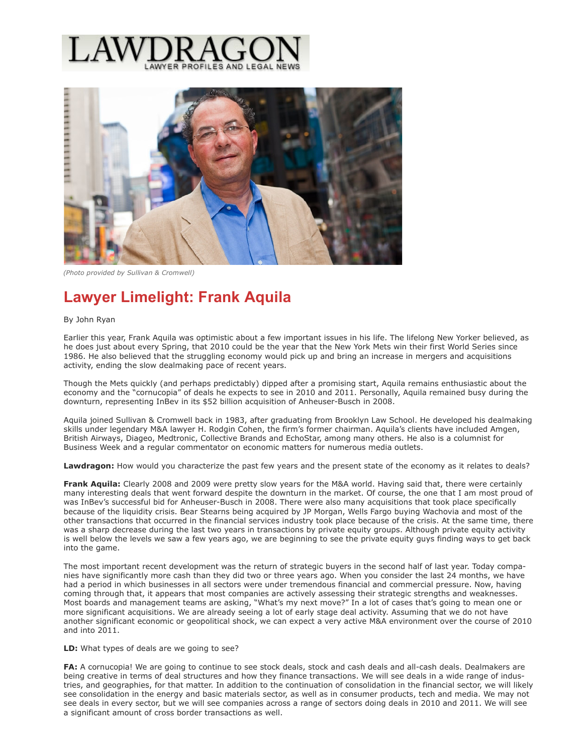LAWDRAGON

LAWYER PROFILES AND LEGAL NEWS

*(Photo provided by Sullivan & Cromwell)*

# Lawyer Limelight: Frank Aquila

By John Ryan

Earlier this year, Frank Aquila was optimistic about a few important issues in his life. The lifelong New Yorker believed, as he does just about every Spring, that 2010 could be the year that the New York Mets win their first World Series since 1986. He also believed that the struggling economy would pick up and bring an increase in mergers and acquisitions activity, ending the slow dealmaking pace of recent years.

Though the Mets quickly (and perhaps predictably) dipped after a promising start, Aquila remains enthusiastic about the economy and the "cornucopia" of deals he expects to see in 2010 and 2011. Personally, Aquila remained busy during the downturn, representing InBev in its $52 billion acquisition of Anheuser-Busch in 2008.

Aquila joined Sullivan & Cromwell back in 1983, after graduating from Brooklyn Law School. He developed his dealmaking skills under legendary M&A lawyer H. Rodgin Cohen, the firm's former chairman. Aquila's clients have included Amgen, British Airways, Diageo, Medtronic, Collective Brands and EchoStar, among many others. He also is a columnist for Business Week and a regular commentator on economic matters for numerous media outlets.

**Lawdragon:** How would you characterize the past few years and the present state of the economy as it relates to deals?

**Frank Aquila:** Clearly 2008 and 2009 were pretty slow years for the M&A world. Having said that, there were certainly many interesting deals that went forward despite the downturn in the market. Of course, the one that I am most proud of was InBev's successful bid for Anheuser-Busch in 2008. There were also many acquisitions that took place specifically because of the liquidity crisis. Bear Stearns being acquired by JP Morgan, Wells Fargo buying Wachovia and most of the other transactions that occurred in the financial services industry took place because of the crisis. At the same time, there was a sharp decrease during the last two years in transactions by private equity groups. Although private equity activity is well below the levels we saw a few years ago, we are beginning to see the private equity guys finding ways to get back into the game.

The most important recent development was the return of strategic buyers in the second half of last year. Today companies have significantly more cash than they did two or three years ago. When you consider the last 24 months, we have had a period in which businesses in all sectors were under tremendous financial and commercial pressure. Now, having coming through that, it appears that most companies are actively assessing their strategic strengths and weaknesses. Most boards and management teams are asking, "What's my next move?" In a lot of cases that's going to mean one or more significant acquisitions. We are already seeing a lot of early stage deal activity. Assuming that we do not have another significant economic or geopolitical shock, we can expect a very active M&A environment over the course of 2010 and into 2011.

**LD:** What types of deals are we going to see?

**FA:** A cornucopia! We are going to continue to see stock deals, stock and cash deals and all-cash deals. Dealmakers are being creative in terms of deal structures and how they finance transactions. We will see deals in a wide range of industries, and geographies, for that matter. In addition to the continuation of consolidation in the financial sector, we will likely see consolidation in the energy and basic materials sector, as well as in consumer products, tech and media. We may not see deals in every sector, but we will see companies across a range of sectors doing deals in 2010 and 2011. We will see a significant amount of cross border transactions as well.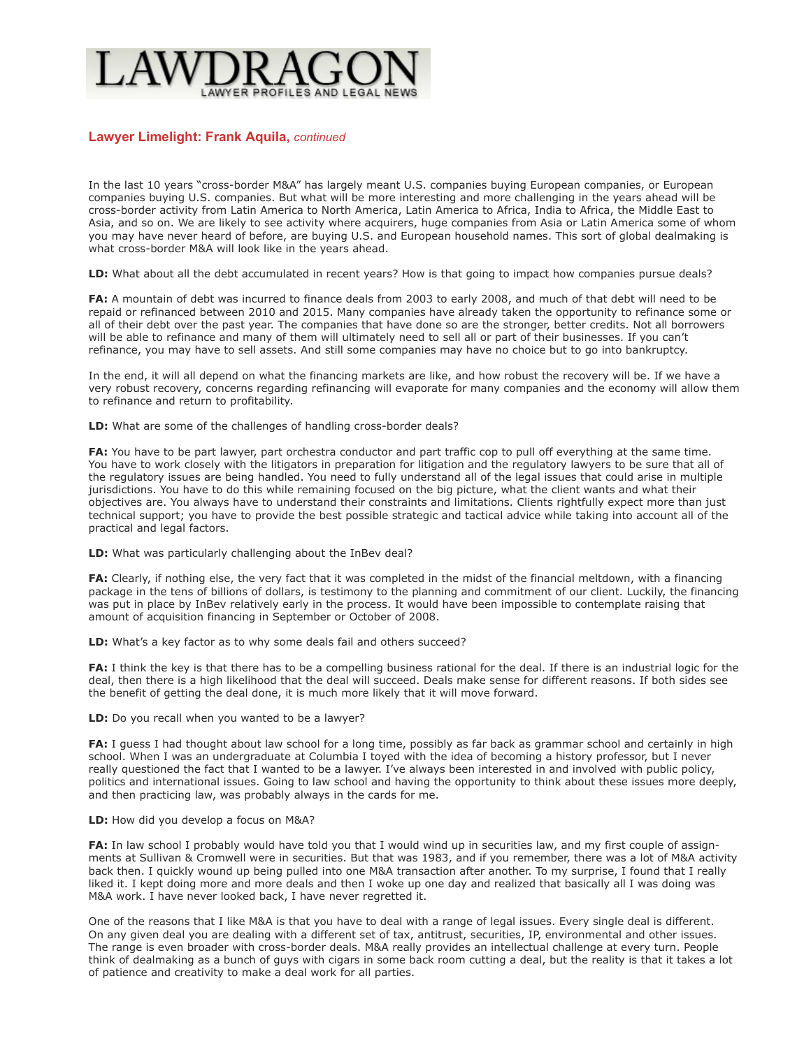# LAWDRAGON

LAWYER PROFILES AND LEGAL NEWS

## Lawyer Limelight: Frank Aquila, *continued*

In the last 10 years "cross-border M&A" has largely meant U.S. companies buying European companies, or European companies buying U.S. companies. But what will be more interesting and more challenging in the years ahead will be cross-border activity from Latin America to North America, Latin America to Africa, India to Africa, the Middle East to Asia, and so on. We are likely to see activity where acquirers, huge companies from Asia or Latin America some of whom you may have never heard of before, are buying U.S. and European household names. This sort of global dealmaking is what cross-border M&A will look like in the years ahead.

**LD:** What about all the debt accumulated in recent years? How is that going to impact how companies pursue deals?

**FA:** A mountain of debt was incurred to finance deals from 2003 to early 2008, and much of that debt will need to be repaid or refinanced between 2010 and 2015. Many companies have already taken the opportunity to refinance some or all of their debt over the past year. The companies that have done so are the stronger, better credits. Not all borrowers will be able to refinance and many of them will ultimately need to sell all or part of their businesses. If you can't refinance, you may have to sell assets. And still some companies may have no choice but to go into bankruptcy.

In the end, it will all depend on what the financing markets are like, and how robust the recovery will be. If we have a very robust recovery, concerns regarding refinancing will evaporate for many companies and the economy will allow them to refinance and return to profitability.

**LD:** What are some of the challenges of handling cross-border deals?

**FA:** You have to be part lawyer, part orchestra conductor and part traffic cop to pull off everything at the same time. You have to work closely with the litigators in preparation for litigation and the regulatory lawyers to be sure that all of the regulatory issues are being handled. You need to fully understand all of the legal issues that could arise in multiple jurisdictions. You have to do this while remaining focused on the big picture, what the client wants and what their objectives are. You always have to understand their constraints and limitations. Clients rightfully expect more than just technical support; you have to provide the best possible strategic and tactical advice while taking into account all of the practical and legal factors.

**LD:** What was particularly challenging about the InBev deal?

**FA:** Clearly, if nothing else, the very fact that it was completed in the midst of the financial meltdown, with a financing package in the tens of billions of dollars, is testimony to the planning and commitment of our client. Luckily, the financing was put in place by InBev relatively early in the process. It would have been impossible to contemplate raising that amount of acquisition financing in September or October of 2008.

**LD:** What's a key factor as to why some deals fail and others succeed?

**FA:** I think the key is that there has to be a compelling business rational for the deal. If there is an industrial logic for the deal, then there is a high likelihood that the deal will succeed. Deals make sense for different reasons. If both sides see the benefit of getting the deal done, it is much more likely that it will move forward.

**LD:** Do you recall when you wanted to be a lawyer?

**FA:** I guess I had thought about law school for a long time, possibly as far back as grammar school and certainly in high school. When I was an undergraduate at Columbia I toyed with the idea of becoming a history professor, but I never really questioned the fact that I wanted to be a lawyer. I've always been interested in and involved with public policy, politics and international issues. Going to law school and having the opportunity to think about these issues more deeply, and then practicing law, was probably always in the cards for me.

**LD:** How did you develop a focus on M&A?

**FA:** In law school I probably would have told you that I would wind up in securities law, and my first couple of assignments at Sullivan & Cromwell were in securities. But that was 1983, and if you remember, there was a lot of M&A activity back then. I quickly wound up being pulled into one M&A transaction after another. To my surprise, I found that I really liked it. I kept doing more and more deals and then I woke up one day and realized that basically all I was doing was M&A work. I have never looked back, I have never regretted it.

One of the reasons that I like M&A is that you have to deal with a range of legal issues. Every single deal is different. On any given deal you are dealing with a different set of tax, antitrust, securities, IP, environmental and other issues. The range is even broader with cross-border deals. M&A really provides an intellectual challenge at every turn. People think of dealmaking as a bunch of guys with cigars in some back room cutting a deal, but the reality is that it takes a lot of patience and creativity to make a deal work for all parties.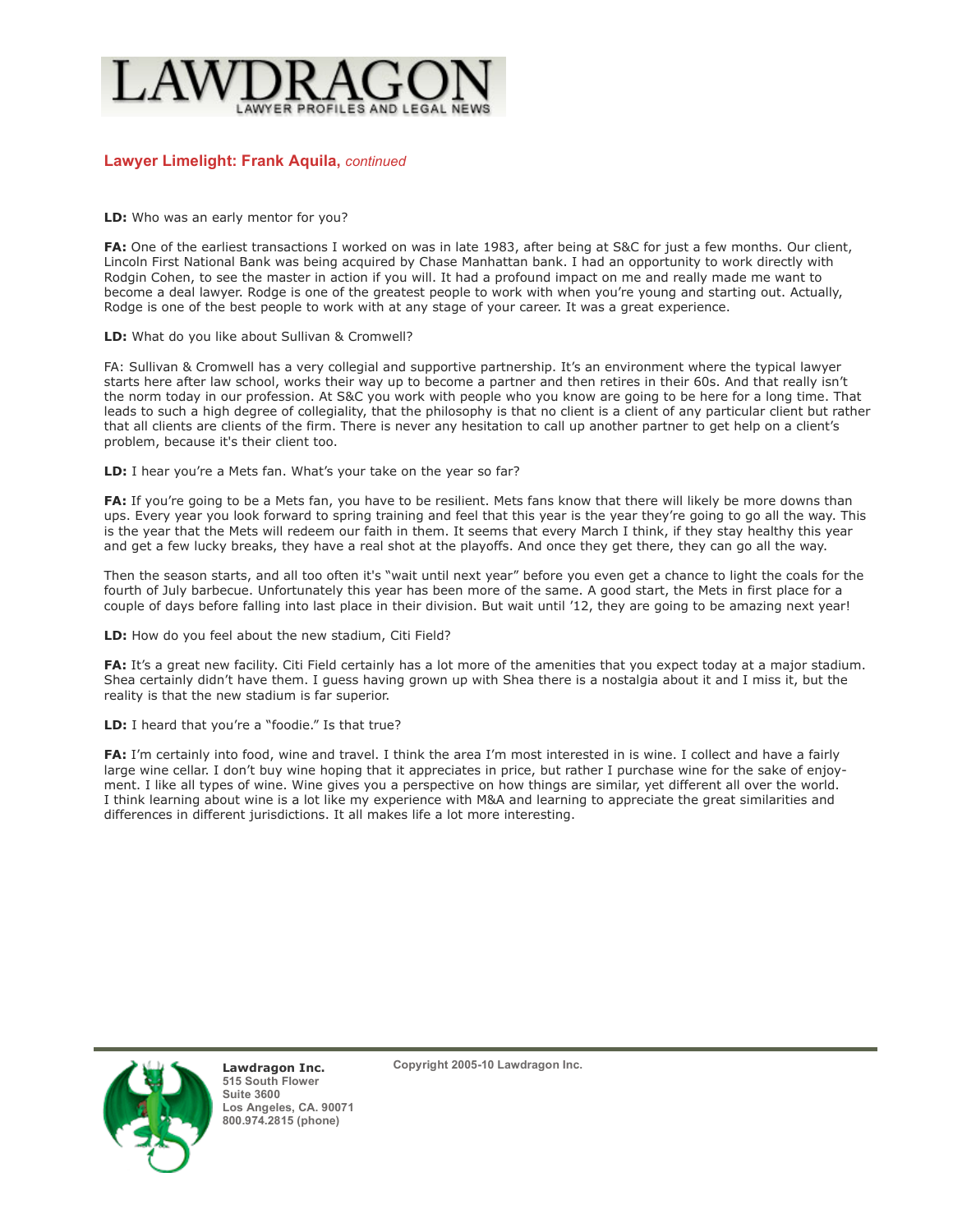# LAWDRAGON

LAWYER PROFILES AND LEGAL NEWS

## Lawyer Limelight: Frank Aquila, *continued*

**LD:** Who was an early mentor for you?

**FA:** One of the earliest transactions I worked on was in late 1983, after being at S&C for just a few months. Our client, Lincoln First National Bank was being acquired by Chase Manhattan bank. I had an opportunity to work directly with Rodgin Cohen, to see the master in action if you will. It had a profound impact on me and really made me want to become a deal lawyer. Rodge is one of the greatest people to work with when you're young and starting out. Actually, Rodge is one of the best people to work with at any stage of your career. It was a great experience.

**LD:** What do you like about Sullivan & Cromwell?

FA: Sullivan & Cromwell has a very collegial and supportive partnership. It's an environment where the typical lawyer starts here after law school, works their way up to become a partner and then retires in their 60s. And that really isn't the norm today in our profession. At S&C you work with people who you know are going to be here for a long time. That leads to such a high degree of collegiality, that the philosophy is that no client is a client of any particular client but rather that all clients are clients of the firm. There is never any hesitation to call up another partner to get help on a client's problem, because it's their client too.

**LD:** I hear you're a Mets fan. What's your take on the year so far?

**FA:** If you're going to be a Mets fan, you have to be resilient. Mets fans know that there will likely be more downs than ups. Every year you look forward to spring training and feel that this year is the year they're going to go all the way. This is the year that the Mets will redeem our faith in them. It seems that every March I think, if they stay healthy this year and get a few lucky breaks, they have a real shot at the playoffs. And once they get there, they can go all the way.

Then the season starts, and all too often it's "wait until next year" before you even get a chance to light the coals for the fourth of July barbecue. Unfortunately this year has been more of the same. A good start, the Mets in first place for a couple of days before falling into last place in their division. But wait until '12, they are going to be amazing next year!

**LD:** How do you feel about the new stadium, Citi Field?

**FA:** It's a great new facility. Citi Field certainly has a lot more of the amenities that you expect today at a major stadium. Shea certainly didn't have them. I guess having grown up with Shea there is a nostalgia about it and I miss it, but the reality is that the new stadium is far superior.

**LD:** I heard that you're a "foodie." Is that true?

**FA:** I'm certainly into food, wine and travel. I think the area I'm most interested in is wine. I collect and have a fairly large wine cellar. I don't buy wine hoping that it appreciates in price, but rather I purchase wine for the sake of enjoyment. I like all types of wine. Wine gives you a perspective on how things are similar, yet different all over the world. I think learning about wine is a lot like my experience with M&A and learning to appreciate the great similarities and differences in different jurisdictions. It all makes life a lot more interesting.

**Lawdragon Inc.**
515 South Flower
Suite 3600
Los Angeles, CA. 90071
800.974.2815 (phone)

Copyright 2005-10 Lawdragon Inc.